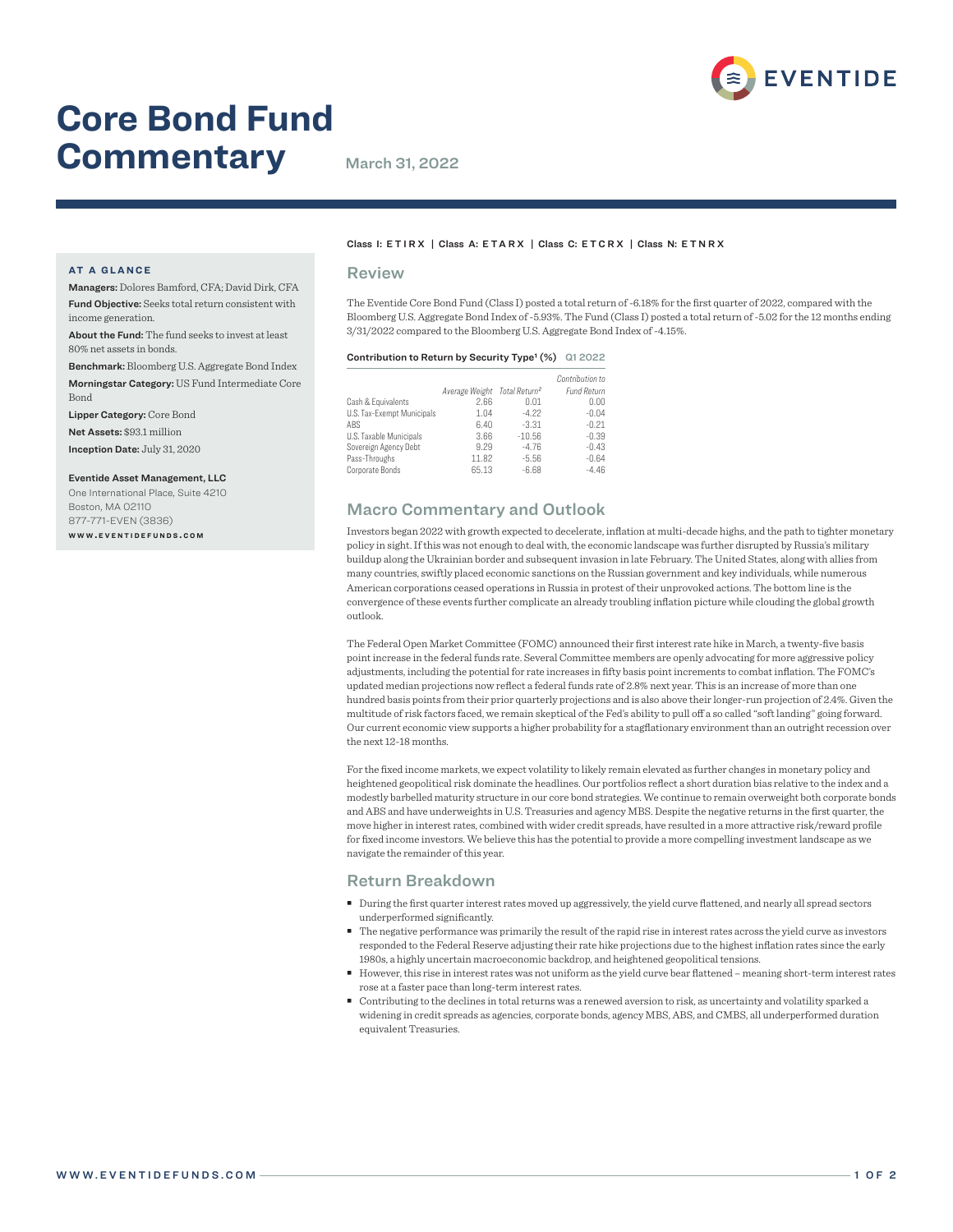# Core Bond Fund Commentary

March 31, 2022

**AT A GLANCE**

**Managers:** Dolores Bamford, CFA; David Dirk, CFA

**Fund Objective:** Seeks total return consistent with income generation.

**About the Fund:** The fund seeks to invest at least 80% net assets in bonds.

**Benchmark:** Bloomberg U.S. Aggregate Bond Index

**Morningstar Category:** US Fund Intermediate Core Bond

**Lipper Category:** Core Bond

**Net Assets:** $93.1 million

**Inception Date:** July 31, 2020

**Eventide Asset Management, LLC**
One International Place, Suite 4210
Boston, MA 02110
877-771-EVEN (3836)
WWW.EVENTIDEFUNDS.COM

Class I: ETIRX | Class A: ETARX | Class C: ETCRX | Class N: ETNRX

## Review

The Eventide Core Bond Fund (Class I) posted a total return of -6.18% for the first quarter of 2022, compared with the Bloomberg U.S. Aggregate Bond Index of -5.93%. The Fund (Class I) posted a total return of -5.02 for the 12 months ending 3/31/2022 compared to the Bloomberg U.S. Aggregate Bond Index of -4.15%.

**Contribution to Return by Security Type[1] (%)** Q1 2022

| | Average Weight | Total Return[2] | Contribution to Fund Return |
|---|---|---|---|
| Cash & Equivalents | 2.66 | 0.01 | 0.00 |
| U.S. Tax-Exempt Municipals | 1.04 | -4.22 | -0.04 |
| ABS | 6.40 | -3.31 | -0.21 |
| U.S. Taxable Municipals | 3.66 | -10.56 | -0.39 |
| Sovereign Agency Debt | 9.29 | -4.76 | -0.43 |
| Pass-Throughs | 11.82 | -5.56 | -0.64 |
| Corporate Bonds | 65.13 | -6.68 | -4.46 |

## Macro Commentary and Outlook

Investors began 2022 with growth expected to decelerate, inflation at multi-decade highs, and the path to tighter monetary policy in sight. If this was not enough to deal with, the economic landscape was further disrupted by Russia's military buildup along the Ukrainian border and subsequent invasion in late February. The United States, along with allies from many countries, swiftly placed economic sanctions on the Russian government and key individuals, while numerous American corporations ceased operations in Russia in protest of their unprovoked actions. The bottom line is the convergence of these events further complicate an already troubling inflation picture while clouding the global growth outlook.

The Federal Open Market Committee (FOMC) announced their first interest rate hike in March, a twenty-five basis point increase in the federal funds rate. Several Committee members are openly advocating for more aggressive policy adjustments, including the potential for rate increases in fifty basis point increments to combat inflation. The FOMC's updated median projections now reflect a federal funds rate of 2.8% next year. This is an increase of more than one hundred basis points from their prior quarterly projections and is also above their longer-run projection of 2.4%. Given the multitude of risk factors faced, we remain skeptical of the Fed's ability to pull off a so called "soft landing" going forward. Our current economic view supports a higher probability for a stagflationary environment than an outright recession over the next 12-18 months.

For the fixed income markets, we expect volatility to likely remain elevated as further changes in monetary policy and heightened geopolitical risk dominate the headlines. Our portfolios reflect a short duration bias relative to the index and a modestly barbelled maturity structure in our core bond strategies. We continue to remain overweight both corporate bonds and ABS and have underweights in U.S. Treasuries and agency MBS. Despite the negative returns in the first quarter, the move higher in interest rates, combined with wider credit spreads, have resulted in a more attractive risk/reward profile for fixed income investors. We believe this has the potential to provide a more compelling investment landscape as we navigate the remainder of this year.

## Return Breakdown

- During the first quarter interest rates moved up aggressively, the yield curve flattened, and nearly all spread sectors underperformed significantly.
- The negative performance was primarily the result of the rapid rise in interest rates across the yield curve as investors responded to the Federal Reserve adjusting their rate hike projections due to the highest inflation rates since the early 1980s, a highly uncertain macroeconomic backdrop, and heightened geopolitical tensions.
- However, this rise in interest rates was not uniform as the yield curve bear flattened – meaning short-term interest rates rose at a faster pace than long-term interest rates.
- Contributing to the declines in total returns was a renewed aversion to risk, as uncertainty and volatility sparked a widening in credit spreads as agencies, corporate bonds, agency MBS, ABS, and CMBS, all underperformed duration equivalent Treasuries.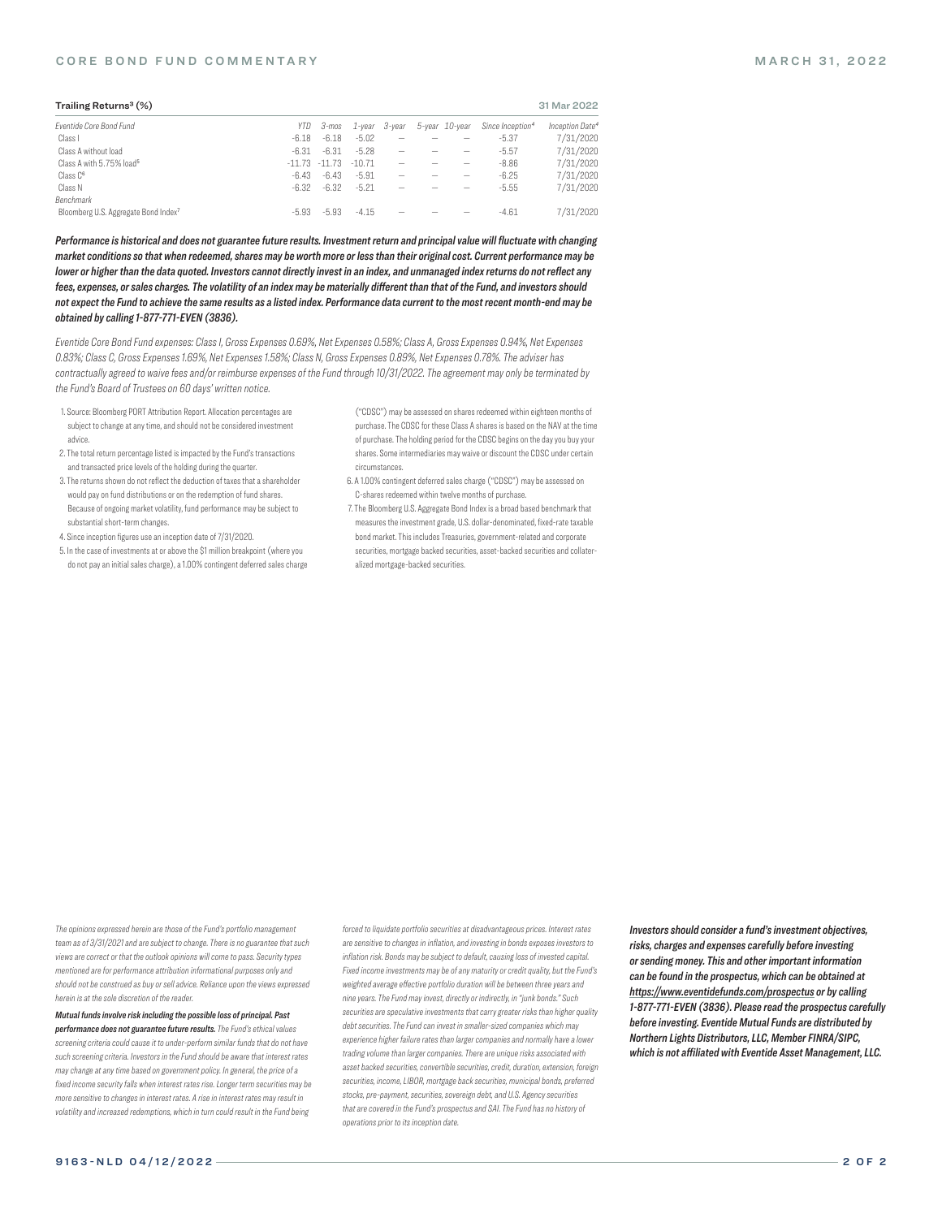### Trailing Returns[3] (%)

31 Mar 2022

| Eventide Core Bond Fund | YTD | 3-mos | 1-year | 3-year | 5-year | 10-year | Since Inception[4] | Inception Date[4] |
|---|---|---|---|---|---|---|---|---|
| Class I | -6.18 | -6.18 | -5.02 | – | – | – | -5.37 | 7/31/2020 |
| Class A without load | -6.31 | -6.31 | -5.28 | – | – | – | -5.57 | 7/31/2020 |
| Class A with 5.75% load[5] | -11.73 | -11.73 | -10.71 | – | – | – | -8.86 | 7/31/2020 |
| Class C[6] | -6.43 | -6.43 | -5.91 | – | – | – | -6.25 | 7/31/2020 |
| Class N | -6.32 | -6.32 | -5.21 | – | – | – | -5.55 | 7/31/2020 |
| *Benchmark* | | | | | | | | |
| Bloomberg U.S. Aggregate Bond Index[7] | -5.93 | -5.93 | -4.15 | – | – | – | -4.61 | 7/31/2020 |

***Performance is historical and does not guarantee future results. Investment return and principal value will fluctuate with changing market conditions so that when redeemed, shares may be worth more or less than their original cost. Current performance may be lower or higher than the data quoted. Investors cannot directly invest in an index, and unmanaged index returns do not reflect any fees, expenses, or sales charges. The volatility of an index may be materially different than that of the Fund, and investors should not expect the Fund to achieve the same results as a listed index. Performance data current to the most recent month-end may be obtained by calling 1-877-771-EVEN (3836).***

*Eventide Core Bond Fund expenses: Class I, Gross Expenses 0.69%, Net Expenses 0.58%; Class A, Gross Expenses 0.94%, Net Expenses 0.83%; Class C, Gross Expenses 1.69%, Net Expenses 1.58%; Class N, Gross Expenses 0.89%, Net Expenses 0.78%. The adviser has contractually agreed to waive fees and/or reimburse expenses of the Fund through 10/31/2022. The agreement may only be terminated by the Fund's Board of Trustees on 60 days' written notice.*

1. Source: Bloomberg PORT Attribution Report. Allocation percentages are subject to change at any time, and should not be considered investment advice.
2. The total return percentage listed is impacted by the Fund's transactions and transacted price levels of the holding during the quarter.
3. The returns shown do not reflect the deduction of taxes that a shareholder would pay on fund distributions or on the redemption of fund shares. Because of ongoing market volatility, fund performance may be subject to substantial short-term changes.
4. Since inception figures use an inception date of 7/31/2020.
5. In the case of investments at or above the $1 million breakpoint (where you do not pay an initial sales charge), a 1.00% contingent deferred sales charge ("CDSC") may be assessed on shares redeemed within eighteen months of purchase. The CDSC for these Class A shares is based on the NAV at the time of purchase. The holding period for the CDSC begins on the day you buy your shares. Some intermediaries may waive or discount the CDSC under certain circumstances.
6. A 1.00% contingent deferred sales charge ("CDSC") may be assessed on C-shares redeemed within twelve months of purchase.
7. The Bloomberg U.S. Aggregate Bond Index is a broad based benchmark that measures the investment grade, U.S. dollar-denominated, fixed-rate taxable bond market. This includes Treasuries, government-related and corporate securities, mortgage backed securities, asset-backed securities and collateralized mortgage-backed securities.

*The opinions expressed herein are those of the Fund's portfolio management team as of 3/31/2021 and are subject to change. There is no guarantee that such views are correct or that the outlook opinions will come to pass. Security types mentioned are for performance attribution informational purposes only and should not be construed as buy or sell advice. Reliance upon the views expressed herein is at the sole discretion of the reader.*

***Mutual funds involve risk including the possible loss of principal. Past performance does not guarantee future results.*** *The Fund's ethical values screening criteria could cause it to under-perform similar funds that do not have such screening criteria. Investors in the Fund should be aware that interest rates may change at any time based on government policy. In general, the price of a fixed income security falls when interest rates rise. Longer term securities may be more sensitive to changes in interest rates. A rise in interest rates may result in volatility and increased redemptions, which in turn could result in the Fund being forced to liquidate portfolio securities at disadvantageous prices. Interest rates are sensitive to changes in inflation, and investing in bonds exposes investors to inflation risk. Bonds may be subject to default, causing loss of invested capital. Fixed income investments may be of any maturity or credit quality, but the Fund's weighted average effective portfolio duration will be between three years and nine years. The Fund may invest, directly or indirectly, in "junk bonds." Such securities are speculative investments that carry greater risks than higher quality debt securities. The Fund can invest in smaller-sized companies which may experience higher failure rates than larger companies and normally have a lower trading volume than larger companies. There are unique risks associated with asset backed securities, convertible securities, credit, duration, extension, foreign securities, income, LIBOR, mortgage back securities, municipal bonds, preferred stocks, pre-payment, securities, sovereign debt, and U.S. Agency securities that are covered in the Fund's prospectus and SAI. The Fund has no history of operations prior to its inception date.*

***Investors should consider a fund's investment objectives, risks, charges and expenses carefully before investing or sending money. This and other important information can be found in the prospectus, which can be obtained at https://www.eventidefunds.com/prospectus or by calling 1-877-771-EVEN (3836). Please read the prospectus carefully before investing. Eventide Mutual Funds are distributed by Northern Lights Distributors, LLC, Member FINRA/SIPC, which is not affiliated with Eventide Asset Management, LLC.***

9163-NLD 04/12/2022